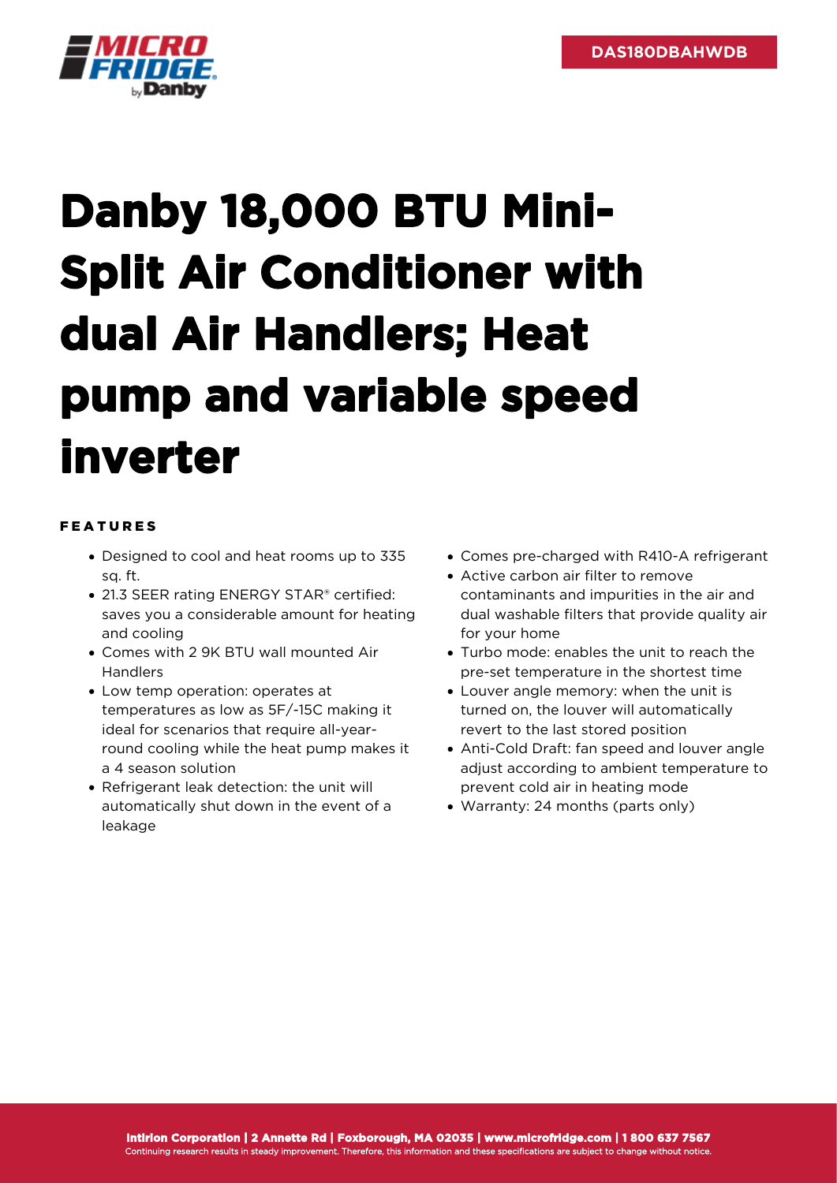DAS180DBAHWDB

# Danby 18,000 BTU Mini-Split Air Conditioner with dual Air Handlers; Heat pump and variable speed inverter

## FEATURES

- Designed to cool and heat rooms up to 335 sq. ft.
- 21.3 SEER rating ENERGY STAR® certified: saves you a considerable amount for heating and cooling
- Comes with 2 9K BTU wall mounted Air Handlers
- Low temp operation: operates at temperatures as low as 5F/-15C making it ideal for scenarios that require all-year-round cooling while the heat pump makes it a 4 season solution
- Refrigerant leak detection: the unit will automatically shut down in the event of a leakage
- Comes pre-charged with R410-A refrigerant
- Active carbon air filter to remove contaminants and impurities in the air and dual washable filters that provide quality air for your home
- Turbo mode: enables the unit to reach the pre-set temperature in the shortest time
- Louver angle memory: when the unit is turned on, the louver will automatically revert to the last stored position
- Anti-Cold Draft: fan speed and louver angle adjust according to ambient temperature to prevent cold air in heating mode
- Warranty: 24 months (parts only)

**Intirion Corporation | 2 Annette Rd | Foxborough, MA 02035 | www.microfridge.com | 1 800 637 7567**
Continuing research results in steady improvement. Therefore, this information and these specifications are subject to change without notice.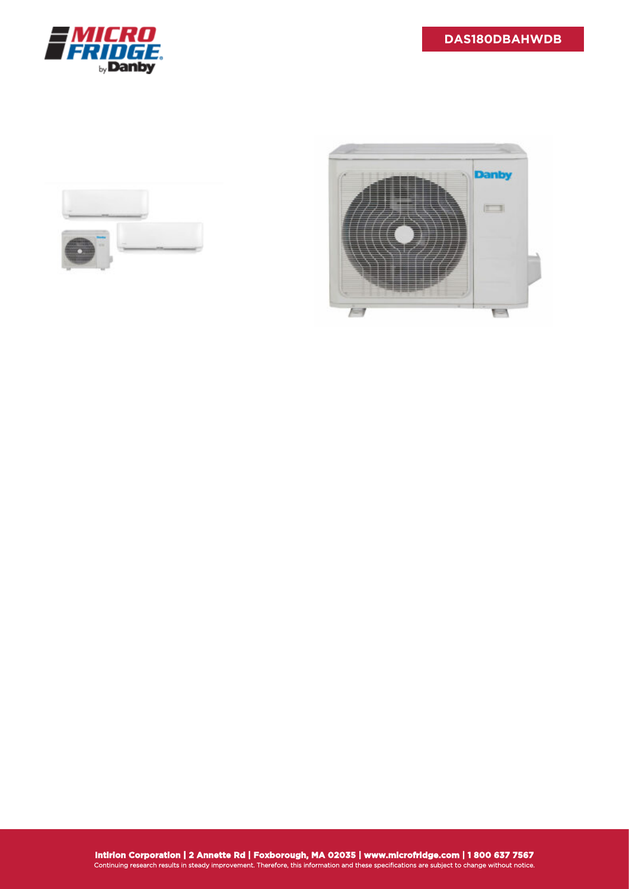DAS180DBAHWDB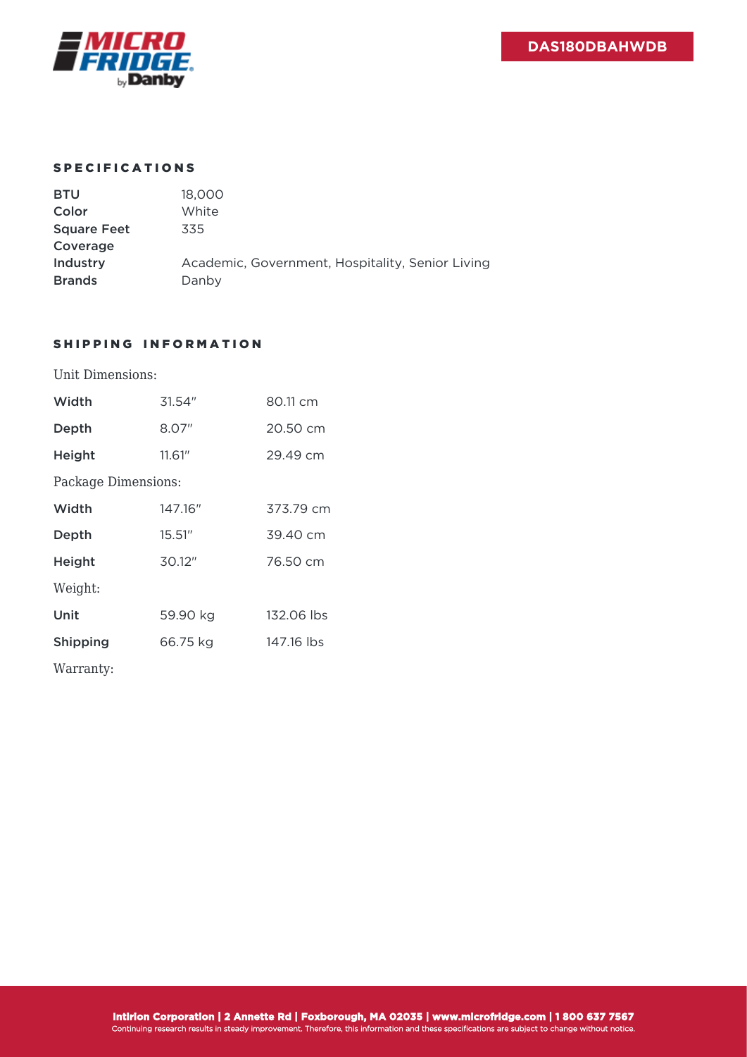DAS180DBAHWDB

## SPECIFICATIONS

| | |
|---|---|
| BTU | 18,000 |
| Color | White |
| Square Feet Coverage | 335 |
| Industry | Academic, Government, Hospitality, Senior Living |
| Brands | Danby |

## SHIPPING INFORMATION

Unit Dimensions:

| | | |
|---|---|---|
| Width | 31.54" | 80.11 cm |
| Depth | 8.07" | 20.50 cm |
| Height | 11.61" | 29.49 cm |

Package Dimensions:

| | | |
|---|---|---|
| Width | 147.16" | 373.79 cm |
| Depth | 15.51" | 39.40 cm |
| Height | 30.12" | 76.50 cm |

Weight:

| | | |
|---|---|---|
| Unit | 59.90 kg | 132.06 lbs |
| Shipping | 66.75 kg | 147.16 lbs |

Warranty:

**Intirion Corporation | 2 Annette Rd | Foxborough, MA 02035 | www.microfridge.com | 1 800 637 7567**
Continuing research results in steady improvement. Therefore, this information and these specifications are subject to change without notice.